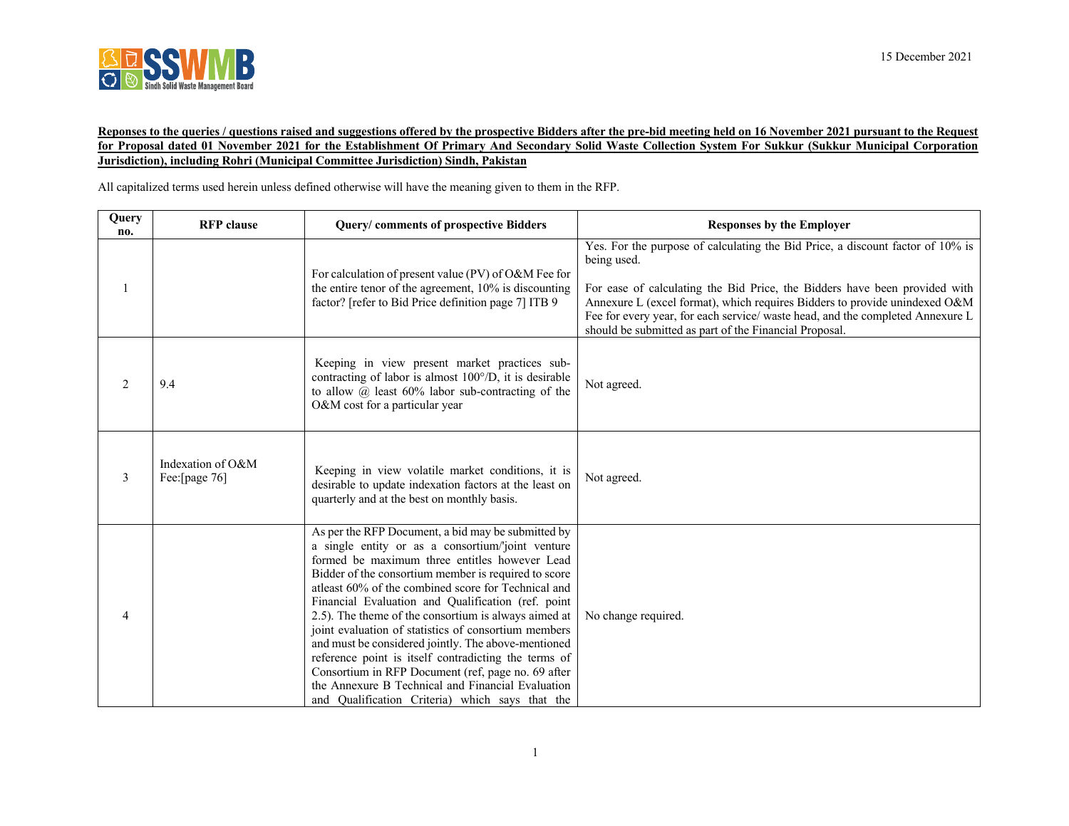SSWMB Sindh Solid Waste Management Board

15 December 2021

**Reponses to the queries / questions raised and suggestions offered by the prospective Bidders after the pre-bid meeting held on 16 November 2021 pursuant to the Request for Proposal dated 01 November 2021 for the Establishment Of Primary And Secondary Solid Waste Collection System For Sukkur (Sukkur Municipal Corporation Jurisdiction), including Rohri (Municipal Committee Jurisdiction) Sindh, Pakistan**

All capitalized terms used herein unless defined otherwise will have the meaning given to them in the RFP.

| Query no. | RFP clause | Query/ comments of prospective Bidders | Responses by the Employer |
|---|---|---|---|
| 1 | | For calculation of present value (PV) of O&M Fee for the entire tenor of the agreement, 10% is discounting factor? [refer to Bid Price definition page 7] ITB 9 | Yes. For the purpose of calculating the Bid Price, a discount factor of 10% is being used.<br><br>For ease of calculating the Bid Price, the Bidders have been provided with Annexure L (excel format), which requires Bidders to provide unindexed O&M Fee for every year, for each service/ waste head, and the completed Annexure L should be submitted as part of the Financial Proposal. |
| 2 | 9.4 | Keeping in view present market practices sub-contracting of labor is almost 100°/D, it is desirable to allow @ least 60% labor sub-contracting of the O&M cost for a particular year | Not agreed. |
| 3 | Indexation of O&M Fee:[page 76] | Keeping in view volatile market conditions, it is desirable to update indexation factors at the least on quarterly and at the best on monthly basis. | Not agreed. |
| 4 | | As per the RFP Document, a bid may be submitted by a single entity or as a consortium/'joint venture formed be maximum three entitles however Lead Bidder of the consortium member is required to score atleast 60% of the combined score for Technical and Financial Evaluation and Qualification (ref. point 2.5). The theme of the consortium is always aimed at joint evaluation of statistics of consortium members and must be considered jointly. The above-mentioned reference point is itself contradicting the terms of Consortium in RFP Document (ref, page no. 69 after the Annexure B Technical and Financial Evaluation and Qualification Criteria) which says that the | No change required. |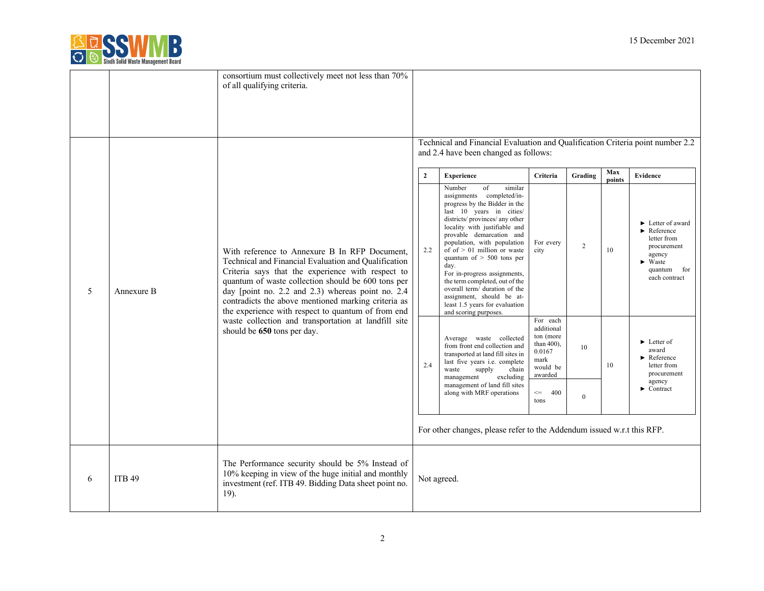| | | | |
|---|---|---|---|
| | | consortium must collectively meet not less than 70% of all qualifying criteria. | |
| 5 | Annexure B | With reference to Annexure B In RFP Document, Technical and Financial Evaluation and Qualification Criteria says that the experience with respect to quantum of waste collection should be 600 tons per day [point no. 2.2 and 2.3) whereas point no. 2.4 contradicts the above mentioned marking criteria as the experience with respect to quantum of from end waste collection and transportation at landfill site should be **650** tons per day. | Technical and Financial Evaluation and Qualification Criteria point number 2.2 and 2.4 have been changed as follows: (see table below) For other changes, please refer to the Addendum issued w.r.t this RFP. |
| 6 | ITB 49 | The Performance security should be 5% Instead of 10% keeping in view of the huge initial and monthly investment (ref. ITB 49. Bidding Data sheet point no. 19). | Not agreed. |

| 2 | Experience | Criteria | Grading | Max points | Evidence |
|---|---|---|---|---|---|
| 2.2 | Number of similar assignments completed/in-progress by the Bidder in the last 10 years in cities/ districts/ provinces/ any other locality with justifiable and provable demarcation and population, with population of of > 01 million or waste quantum of > 500 tons per day. For in-progress assignments, the term completed, out of the overall term/ duration of the assignment, should be at-least 1.5 years for evaluation and scoring purposes. | For every city | 2 | 10 | ► Letter of award ► Reference letter from procurement agency ► Waste quantum for each contract |
| 2.4 | Average waste collected from front end collection and transported at land fill sites in last five years i.e. complete waste supply chain management excluding management of land fill sites along with MRF operations | For each additional ton (more than 400), 0.0167 mark would be awarded | 10 | 10 | ► Letter of award ► Reference letter from procurement agency ► Contract |
| | | <= 400 tons | 0 | | |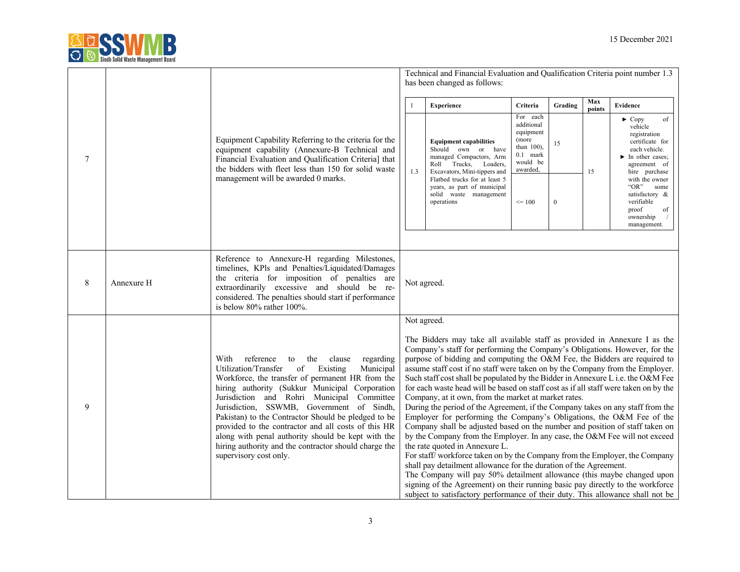| 7 | | Equipment Capability Referring to the criteria for the equipment capability (Annexure-B Technical and Financial Evaluation and Qualification Criteria] that the bidders with fleet less than 150 for solid waste management will be awarded 0 marks. | Technical and Financial Evaluation and Qualification Criteria point number 1.3 has been changed as follows:<br><br>**1 – Experience**<br>**1.3 – Equipment capabilities**: Should own or have managed Compactors, Arm Roll Trucks, Loaders, Excavators, Mini-tippers and Flatbed trucks for at least 5 years, as part of municipal solid waste management operations<br>Criteria: For each additional equipment (more than 100), 0.1 mark would be awarded, — Grading: 15<br>Criteria: <= 100 — Grading: 0<br>Max points: 15<br>Evidence: ► Copy of vehicle registration certificate for each vehicle. ► In other cases; agreement of hire purchase with the owner "OR" some satisfactory & verifiable proof of ownership / management. |
|---|---|---|---|
| 8 | Annexure H | Reference to Annexure-H regarding Milestones, timelines, KPls and Penalties/Liquidated/Damages the criteria for imposition of penalties are extraordinarily excessive and should be re-considered. The penalties should start if performance is below 80% rather 100%. | Not agreed. |
| 9 | | With reference to the clause regarding Utilization/Transfer of Existing Municipal Workforce, the transfer of permanent HR from the hiring authority (Sukkur Municipal Corporation Jurisdiction and Rohri Municipal Committee Jurisdiction, SSWMB, Government of Sindh, Pakistan) to the Contractor Should be pledged to be provided to the contractor and all costs of this HR along with penal authority should be kept with the hiring authority and the contractor should charge the supervisory cost only. | Not agreed.<br><br>The Bidders may take all available staff as provided in Annexure I as the Company's staff for performing the Company's Obligations. However, for the purpose of bidding and computing the O&M Fee, the Bidders are required to assume staff cost if no staff were taken on by the Company from the Employer. Such staff cost shall be populated by the Bidder in Annexure L i.e. the O&M Fee for each waste head will be based on staff cost as if all staff were taken on by the Company, at it own, from the market at market rates.<br>During the period of the Agreement, if the Company takes on any staff from the Employer for performing the Company's Obligations, the O&M Fee of the Company shall be adjusted based on the number and position of staff taken on by the Company from the Employer. In any case, the O&M Fee will not exceed the rate quoted in Annexure L.<br>For staff/ workforce taken on by the Company from the Employer, the Company shall pay detailment allowance for the duration of the Agreement.<br>The Company will pay 50% detailment allowance (this maybe changed upon signing of the Agreement) on their running basic pay directly to the workforce subject to satisfactory performance of their duty. This allowance shall not be |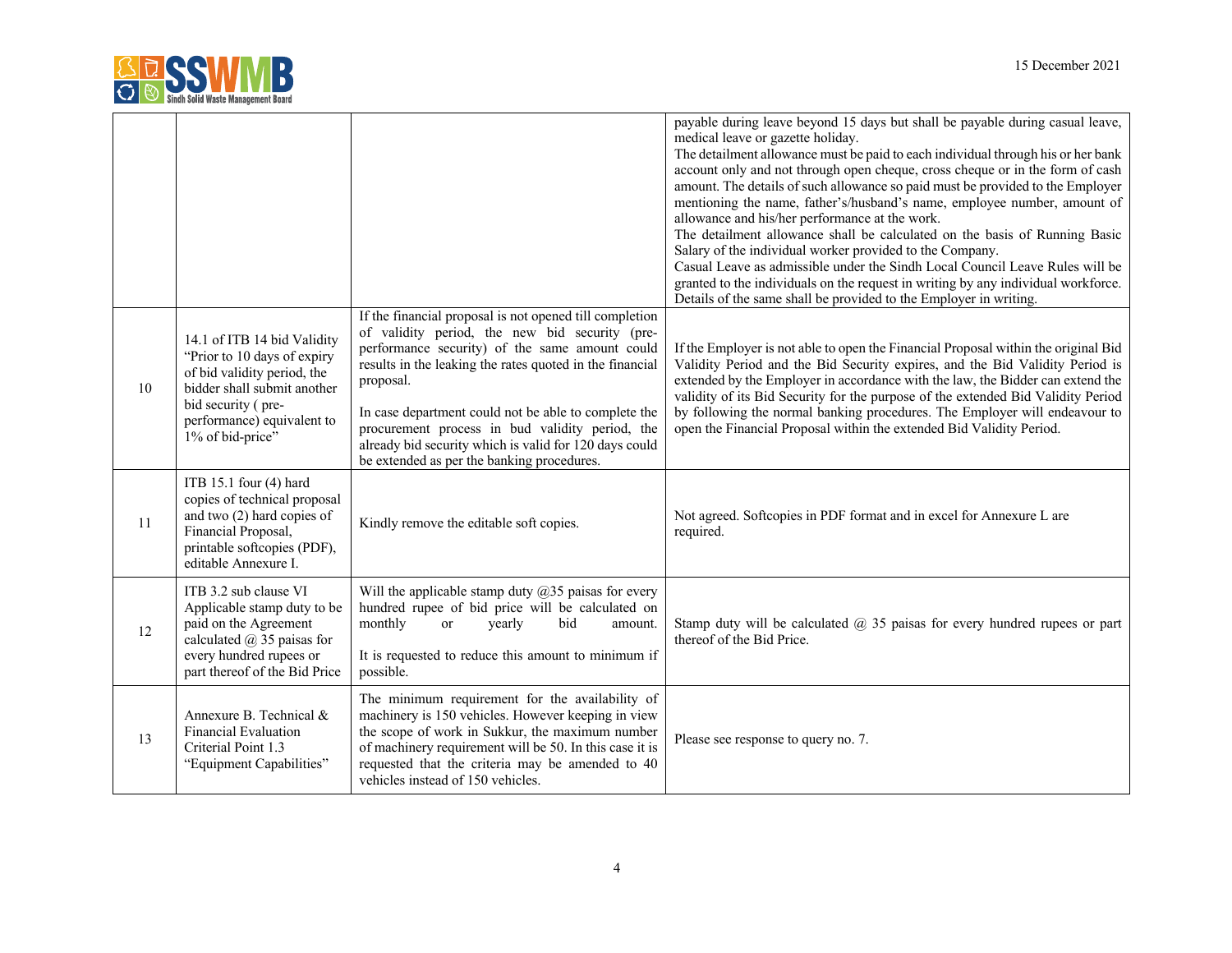| | | | |
|---|---|---|---|
| | | | payable during leave beyond 15 days but shall be payable during casual leave, medical leave or gazette holiday.<br>The detailment allowance must be paid to each individual through his or her bank account only and not through open cheque, cross cheque or in the form of cash amount. The details of such allowance so paid must be provided to the Employer mentioning the name, father's/husband's name, employee number, amount of allowance and his/her performance at the work.<br>The detailment allowance shall be calculated on the basis of Running Basic Salary of the individual worker provided to the Company.<br>Casual Leave as admissible under the Sindh Local Council Leave Rules will be granted to the individuals on the request in writing by any individual workforce. Details of the same shall be provided to the Employer in writing. |
| 10 | 14.1 of ITB 14 bid Validity "Prior to 10 days of expiry of bid validity period, the bidder shall submit another bid security ( pre-performance) equivalent to 1% of bid-price" | If the financial proposal is not opened till completion of validity period, the new bid security (pre-performance security) of the same amount could results in the leaking the rates quoted in the financial proposal.<br><br>In case department could not be able to complete the procurement process in bud validity period, the already bid security which is valid for 120 days could be extended as per the banking procedures. | If the Employer is not able to open the Financial Proposal within the original Bid Validity Period and the Bid Security expires, and the Bid Validity Period is extended by the Employer in accordance with the law, the Bidder can extend the validity of its Bid Security for the purpose of the extended Bid Validity Period by following the normal banking procedures. The Employer will endeavour to open the Financial Proposal within the extended Bid Validity Period. |
| 11 | ITB 15.1 four (4) hard copies of technical proposal and two (2) hard copies of Financial Proposal, printable softcopies (PDF), editable Annexure I. | Kindly remove the editable soft copies. | Not agreed. Softcopies in PDF format and in excel for Annexure L are required. |
| 12 | ITB 3.2 sub clause VI Applicable stamp duty to be paid on the Agreement calculated @ 35 paisas for every hundred rupees or part thereof of the Bid Price | Will the applicable stamp duty @35 paisas for every hundred rupee of bid price will be calculated on monthly or yearly bid amount.<br><br>It is requested to reduce this amount to minimum if possible. | Stamp duty will be calculated @ 35 paisas for every hundred rupees or part thereof of the Bid Price. |
| 13 | Annexure B. Technical & Financial Evaluation Criterial Point 1.3 "Equipment Capabilities" | The minimum requirement for the availability of machinery is 150 vehicles. However keeping in view the scope of work in Sukkur, the maximum number of machinery requirement will be 50. In this case it is requested that the criteria may be amended to 40 vehicles instead of 150 vehicles. | Please see response to query no. 7. |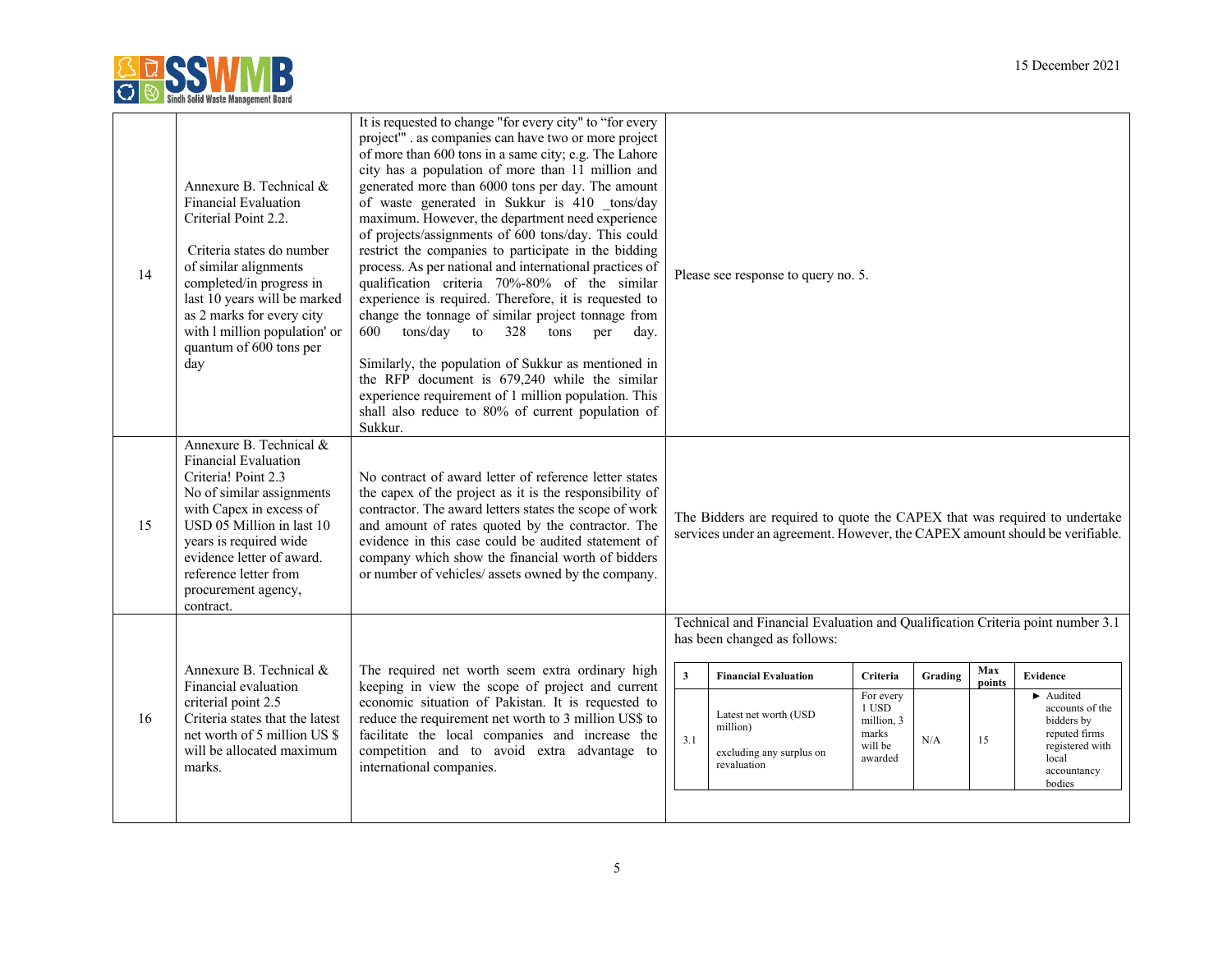| | | | |
|---|---|---|---|
| 14 | Annexure B. Technical & Financial Evaluation Criterial Point 2.2.<br><br>Criteria states do number of similar alignments completed/in progress in last 10 years will be marked as 2 marks for every city with l million population' or quantum of 600 tons per day | It is requested to change "for every city" to "for every project"' . as companies can have two or more project of more than 600 tons in a same city; e.g. The Lahore city has a population of more than 11 million and generated more than 6000 tons per day. The amount of waste generated in Sukkur is 410 _tons/day maximum. However, the department need experience of projects/assignments of 600 tons/day. This could restrict the companies to participate in the bidding process. As per national and international practices of qualification criteria 70%-80% of the similar experience is required. Therefore, it is requested to change the tonnage of similar project tonnage from 600 tons/day to 328 tons per day.<br><br>Similarly, the population of Sukkur as mentioned in the RFP document is 679,240 while the similar experience requirement of 1 million population. This shall also reduce to 80% of current population of Sukkur. | Please see response to query no. 5. |
| 15 | Annexure B. Technical & Financial Evaluation Criteria! Point 2.3<br>No of similar assignments with Capex in excess of USD 05 Million in last 10 years is required wide evidence letter of award. reference letter from procurement agency, contract. | No contract of award letter of reference letter states the capex of the project as it is the responsibility of contractor. The award letters states the scope of work and amount of rates quoted by the contractor. The evidence in this case could be audited statement of company which show the financial worth of bidders or number of vehicles/ assets owned by the company. | The Bidders are required to quote the CAPEX that was required to undertake services under an agreement. However, the CAPEX amount should be verifiable. |
| 16 | Annexure B. Technical & Financial evaluation criterial point 2.5<br>Criteria states that the latest net worth of 5 million US $ will be allocated maximum marks. | The required net worth seem extra ordinary high keeping in view the scope of project and current economic situation of Pakistan. It is requested to reduce the requirement net worth to 3 million US$ to facilitate the local companies and increase the competition and to avoid extra advantage to international companies. | Technical and Financial Evaluation and Qualification Criteria point number 3.1 has been changed as follows:<br><br>**3** \| **Financial Evaluation** \| **Criteria** \| **Grading** \| **Max points** \| **Evidence**<br>3.1 \| Latest net worth (USD million)<br>excluding any surplus on revaluation \| For every 1 USD million, 3 marks will be awarded \| N/A \| 15 \| ► Audited accounts of the bidders by reputed firms registered with local accountancy bodies |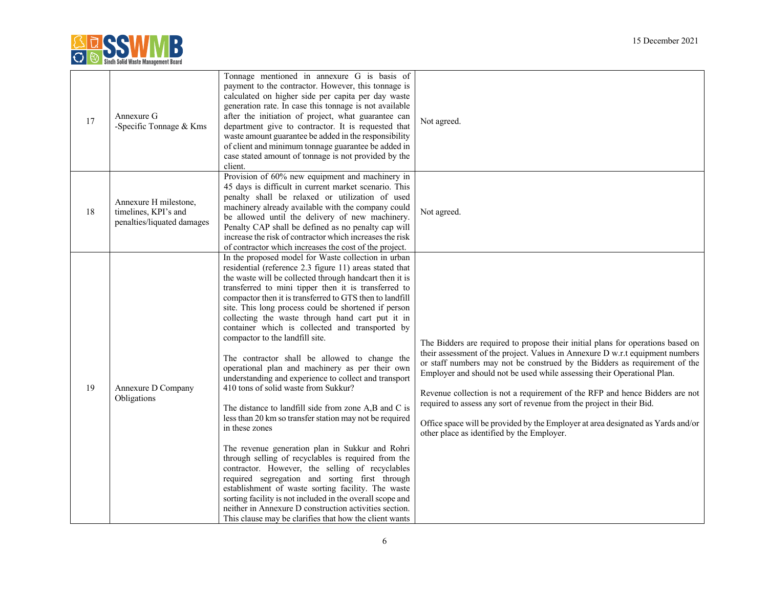| 17 | Annexure G -Specific Tonnage & Kms | Tonnage mentioned in annexure G is basis of payment to the contractor. However, this tonnage is calculated on higher side per capita per day waste generation rate. In case this tonnage is not available after the initiation of project, what guarantee can department give to contractor. It is requested that waste amount guarantee be added in the responsibility of client and minimum tonnage guarantee be added in case stated amount of tonnage is not provided by the client. | Not agreed. |
|---|---|---|---|
| 18 | Annexure H milestone, timelines, KPI's and penalties/liquated damages | Provision of 60% new equipment and machinery in 45 days is difficult in current market scenario. This penalty shall be relaxed or utilization of used machinery already available with the company could be allowed until the delivery of new machinery. Penalty CAP shall be defined as no penalty cap will increase the risk of contractor which increases the risk of contractor which increases the cost of the project. | Not agreed. |
| 19 | Annexure D Company Obligations | In the proposed model for Waste collection in urban residential (reference 2.3 figure 11) areas stated that the waste will be collected through handcart then it is transferred to mini tipper then it is transferred to compactor then it is transferred to GTS then to landfill site. This long process could be shortened if person collecting the waste through hand cart put it in container which is collected and transported by compactor to the landfill site.<br><br>The contractor shall be allowed to change the operational plan and machinery as per their own understanding and experience to collect and transport 410 tons of solid waste from Sukkur?<br><br>The distance to landfill side from zone A,B and C is less than 20 km so transfer station may not be required in these zones<br><br>The revenue generation plan in Sukkur and Rohri through selling of recyclables is required from the contractor. However, the selling of recyclables required segregation and sorting first through establishment of waste sorting facility. The waste sorting facility is not included in the overall scope and neither in Annexure D construction activities section. This clause may be clarifies that how the client wants | The Bidders are required to propose their initial plans for operations based on their assessment of the project. Values in Annexure D w.r.t equipment numbers or staff numbers may not be construed by the Bidders as requirement of the Employer and should not be used while assessing their Operational Plan.<br><br>Revenue collection is not a requirement of the RFP and hence Bidders are not required to assess any sort of revenue from the project in their Bid.<br><br>Office space will be provided by the Employer at area designated as Yards and/or other place as identified by the Employer. |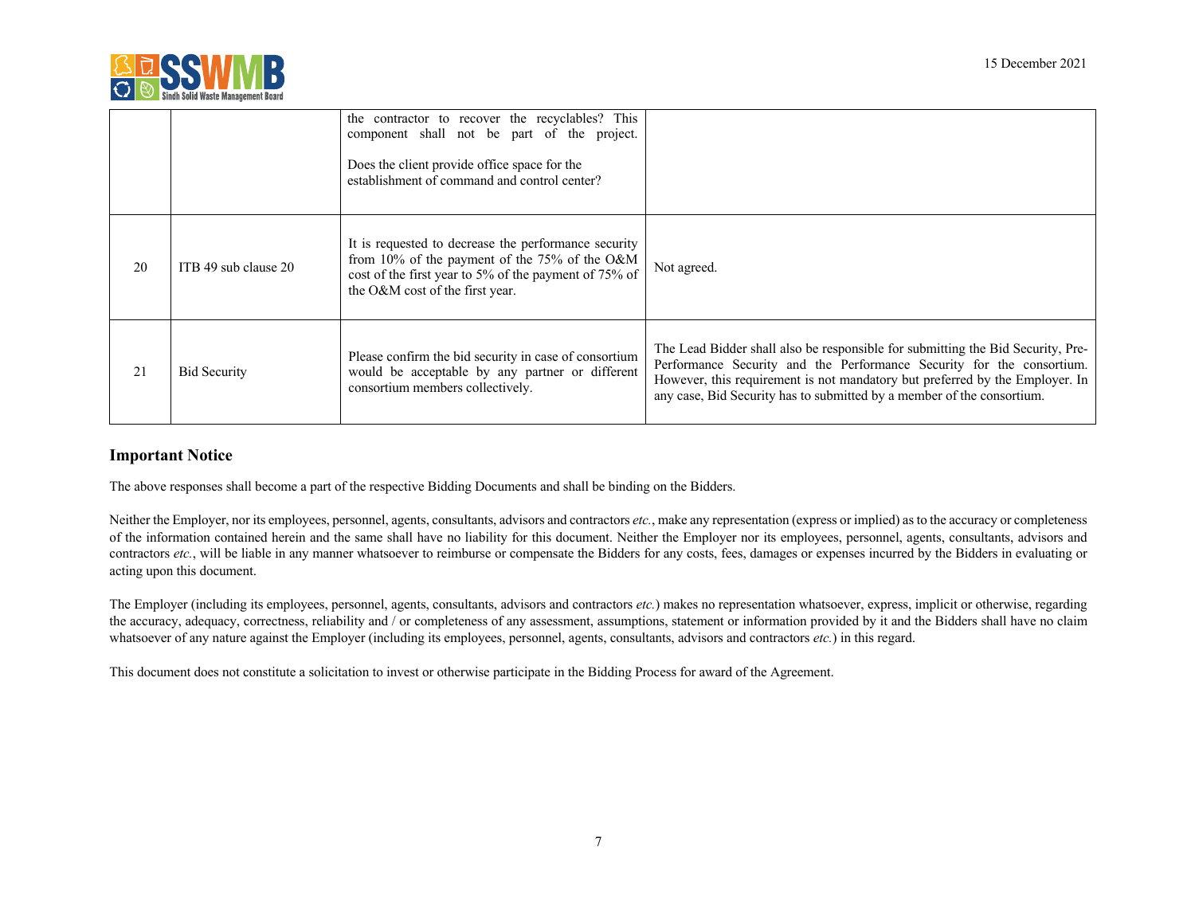| | | | |
|---|---|---|---|
| | | the contractor to recover the recyclables? This component shall not be part of the project.<br><br>Does the client provide office space for the establishment of command and control center? | |
| 20 | ITB 49 sub clause 20 | It is requested to decrease the performance security from 10% of the payment of the 75% of the O&M cost of the first year to 5% of the payment of 75% of the O&M cost of the first year. | Not agreed. |
| 21 | Bid Security | Please confirm the bid security in case of consortium would be acceptable by any partner or different consortium members collectively. | The Lead Bidder shall also be responsible for submitting the Bid Security, Pre-Performance Security and the Performance Security for the consortium. However, this requirement is not mandatory but preferred by the Employer. In any case, Bid Security has to submitted by a member of the consortium. |

## Important Notice

The above responses shall become a part of the respective Bidding Documents and shall be binding on the Bidders.

Neither the Employer, nor its employees, personnel, agents, consultants, advisors and contractors *etc.*, make any representation (express or implied) as to the accuracy or completeness of the information contained herein and the same shall have no liability for this document. Neither the Employer nor its employees, personnel, agents, consultants, advisors and contractors *etc.*, will be liable in any manner whatsoever to reimburse or compensate the Bidders for any costs, fees, damages or expenses incurred by the Bidders in evaluating or acting upon this document.

The Employer (including its employees, personnel, agents, consultants, advisors and contractors *etc.*) makes no representation whatsoever, express, implicit or otherwise, regarding the accuracy, adequacy, correctness, reliability and / or completeness of any assessment, assumptions, statement or information provided by it and the Bidders shall have no claim whatsoever of any nature against the Employer (including its employees, personnel, agents, consultants, advisors and contractors *etc.*) in this regard.

This document does not constitute a solicitation to invest or otherwise participate in the Bidding Process for award of the Agreement.